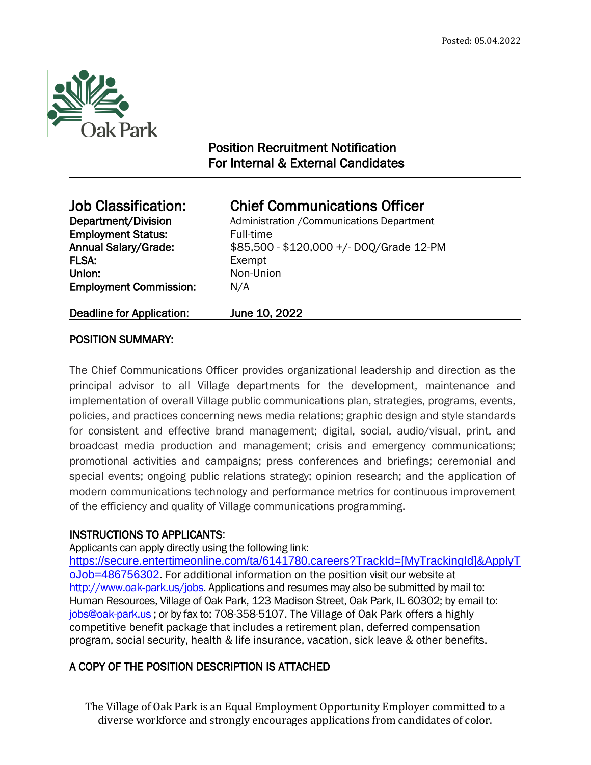Posted: 05.04.2022

Oak Park

## Position Recruitment Notification
## For Internal & External Candidates

| | |
|---|---|
| **Job Classification:** | **Chief Communications Officer** |
| **Department/Division** | Administration /Communications Department |
| **Employment Status:** | Full-time |
| **Annual Salary/Grade:** | $85,500 - $120,000 +/- DOQ/Grade 12-PM |
| **FLSA:** | Exempt |
| **Union:** | Non-Union |
| **Employment Commission:** | N/A |
| **Deadline for Application:** | **June 10, 2022** |

### POSITION SUMMARY:

The Chief Communications Officer provides organizational leadership and direction as the principal advisor to all Village departments for the development, maintenance and implementation of overall Village public communications plan, strategies, programs, events, policies, and practices concerning news media relations; graphic design and style standards for consistent and effective brand management; digital, social, audio/visual, print, and broadcast media production and management; crisis and emergency communications; promotional activities and campaigns; press conferences and briefings; ceremonial and special events; ongoing public relations strategy; opinion research; and the application of modern communications technology and performance metrics for continuous improvement of the efficiency and quality of Village communications programming.

### INSTRUCTIONS TO APPLICANTS:

Applicants can apply directly using the following link: https://secure.entertimeonline.com/ta/6141780.careers?TrackId=[MyTrackingId]&ApplyToJob=486756302. For additional information on the position visit our website at http://www.oak-park.us/jobs. Applications and resumes may also be submitted by mail to: Human Resources, Village of Oak Park, 123 Madison Street, Oak Park, IL 60302; by email to: jobs@oak-park.us ; or by fax to: 708-358-5107. The Village of Oak Park offers a highly competitive benefit package that includes a retirement plan, deferred compensation program, social security, health & life insurance, vacation, sick leave & other benefits.

### A COPY OF THE POSITION DESCRIPTION IS ATTACHED

The Village of Oak Park is an Equal Employment Opportunity Employer committed to a diverse workforce and strongly encourages applications from candidates of color.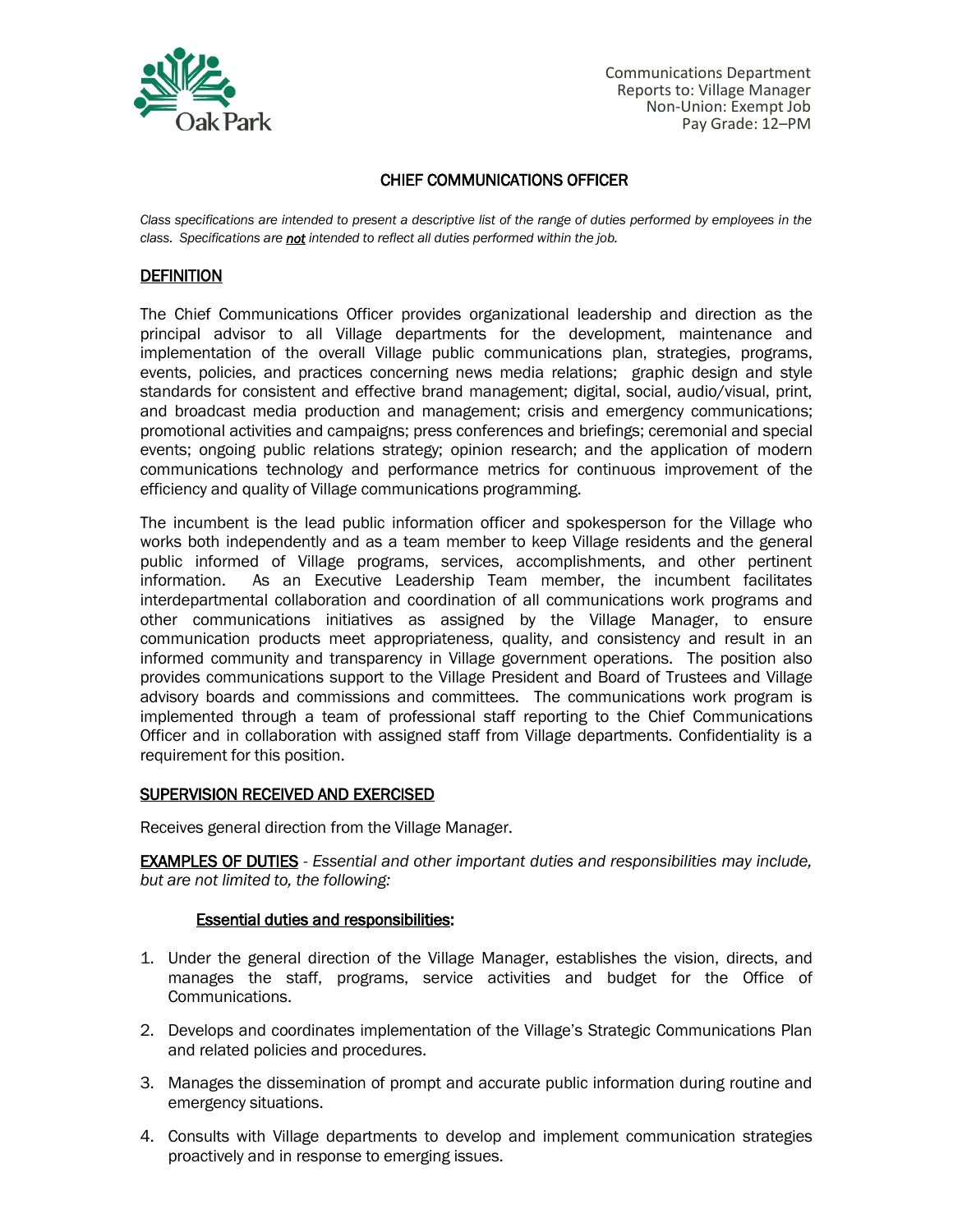Communications Department
Reports to: Village Manager
Non-Union: Exempt Job
Pay Grade: 12–PM

# CHIEF COMMUNICATIONS OFFICER

*Class specifications are intended to present a descriptive list of the range of duties performed by employees in the class. Specifications are **not** intended to reflect all duties performed within the job.*

## DEFINITION

The Chief Communications Officer provides organizational leadership and direction as the principal advisor to all Village departments for the development, maintenance and implementation of the overall Village public communications plan, strategies, programs, events, policies, and practices concerning news media relations; graphic design and style standards for consistent and effective brand management; digital, social, audio/visual, print, and broadcast media production and management; crisis and emergency communications; promotional activities and campaigns; press conferences and briefings; ceremonial and special events; ongoing public relations strategy; opinion research; and the application of modern communications technology and performance metrics for continuous improvement of the efficiency and quality of Village communications programming.

The incumbent is the lead public information officer and spokesperson for the Village who works both independently and as a team member to keep Village residents and the general public informed of Village programs, services, accomplishments, and other pertinent information. As an Executive Leadership Team member, the incumbent facilitates interdepartmental collaboration and coordination of all communications work programs and other communications initiatives as assigned by the Village Manager, to ensure communication products meet appropriateness, quality, and consistency and result in an informed community and transparency in Village government operations. The position also provides communications support to the Village President and Board of Trustees and Village advisory boards and commissions and committees. The communications work program is implemented through a team of professional staff reporting to the Chief Communications Officer and in collaboration with assigned staff from Village departments. Confidentiality is a requirement for this position.

## SUPERVISION RECEIVED AND EXERCISED

Receives general direction from the Village Manager.

**EXAMPLES OF DUTIES** - *Essential and other important duties and responsibilities may include, but are not limited to, the following:*

### Essential duties and responsibilities:

1. Under the general direction of the Village Manager, establishes the vision, directs, and manages the staff, programs, service activities and budget for the Office of Communications.
2. Develops and coordinates implementation of the Village's Strategic Communications Plan and related policies and procedures.
3. Manages the dissemination of prompt and accurate public information during routine and emergency situations.
4. Consults with Village departments to develop and implement communication strategies proactively and in response to emerging issues.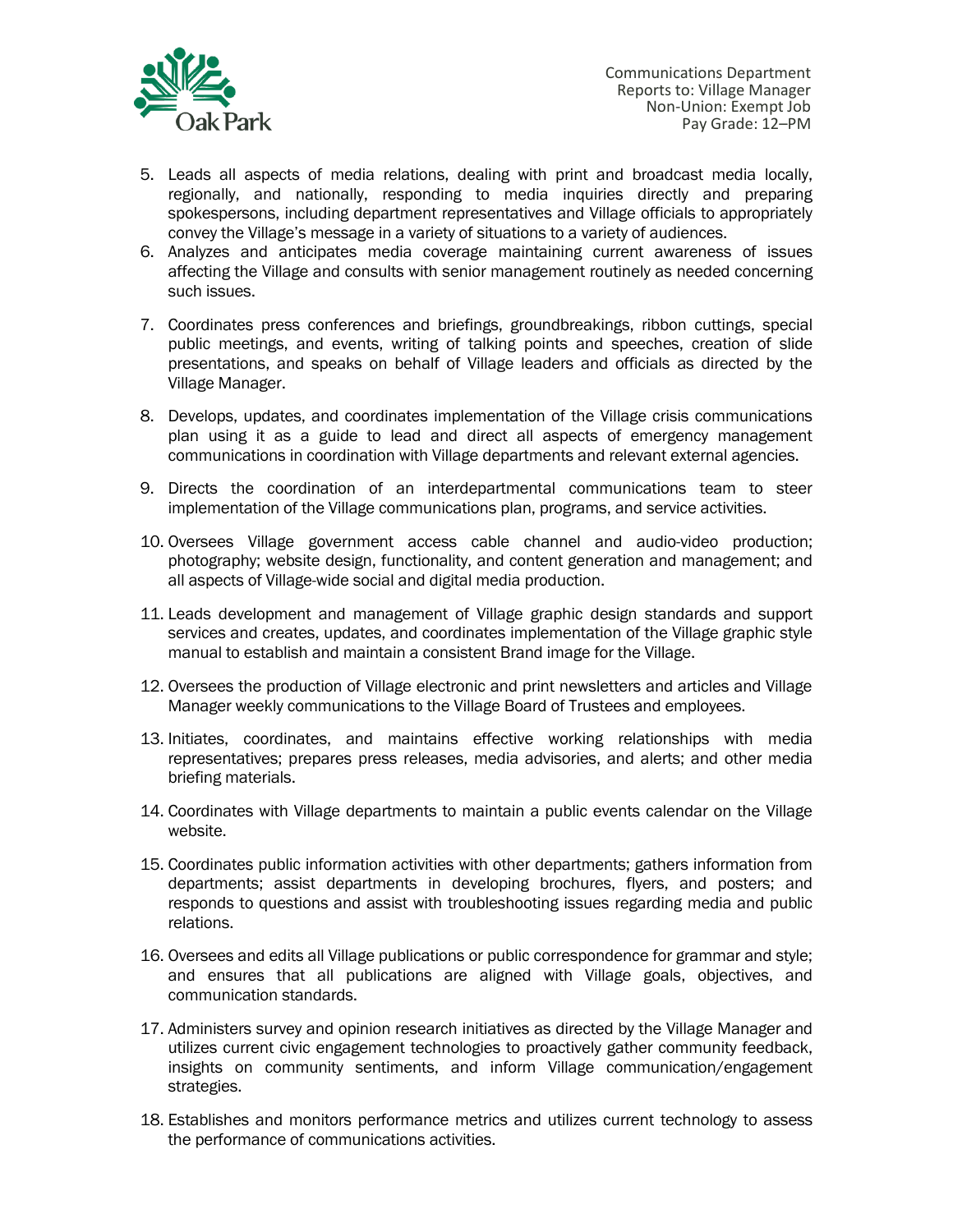5. Leads all aspects of media relations, dealing with print and broadcast media locally, regionally, and nationally, responding to media inquiries directly and preparing spokespersons, including department representatives and Village officials to appropriately convey the Village's message in a variety of situations to a variety of audiences.
6. Analyzes and anticipates media coverage maintaining current awareness of issues affecting the Village and consults with senior management routinely as needed concerning such issues.
7. Coordinates press conferences and briefings, groundbreakings, ribbon cuttings, special public meetings, and events, writing of talking points and speeches, creation of slide presentations, and speaks on behalf of Village leaders and officials as directed by the Village Manager.
8. Develops, updates, and coordinates implementation of the Village crisis communications plan using it as a guide to lead and direct all aspects of emergency management communications in coordination with Village departments and relevant external agencies.
9. Directs the coordination of an interdepartmental communications team to steer implementation of the Village communications plan, programs, and service activities.
10. Oversees Village government access cable channel and audio-video production; photography; website design, functionality, and content generation and management; and all aspects of Village-wide social and digital media production.
11. Leads development and management of Village graphic design standards and support services and creates, updates, and coordinates implementation of the Village graphic style manual to establish and maintain a consistent Brand image for the Village.
12. Oversees the production of Village electronic and print newsletters and articles and Village Manager weekly communications to the Village Board of Trustees and employees.
13. Initiates, coordinates, and maintains effective working relationships with media representatives; prepares press releases, media advisories, and alerts; and other media briefing materials.
14. Coordinates with Village departments to maintain a public events calendar on the Village website.
15. Coordinates public information activities with other departments; gathers information from departments; assist departments in developing brochures, flyers, and posters; and responds to questions and assist with troubleshooting issues regarding media and public relations.
16. Oversees and edits all Village publications or public correspondence for grammar and style; and ensures that all publications are aligned with Village goals, objectives, and communication standards.
17. Administers survey and opinion research initiatives as directed by the Village Manager and utilizes current civic engagement technologies to proactively gather community feedback, insights on community sentiments, and inform Village communication/engagement strategies.
18. Establishes and monitors performance metrics and utilizes current technology to assess the performance of communications activities.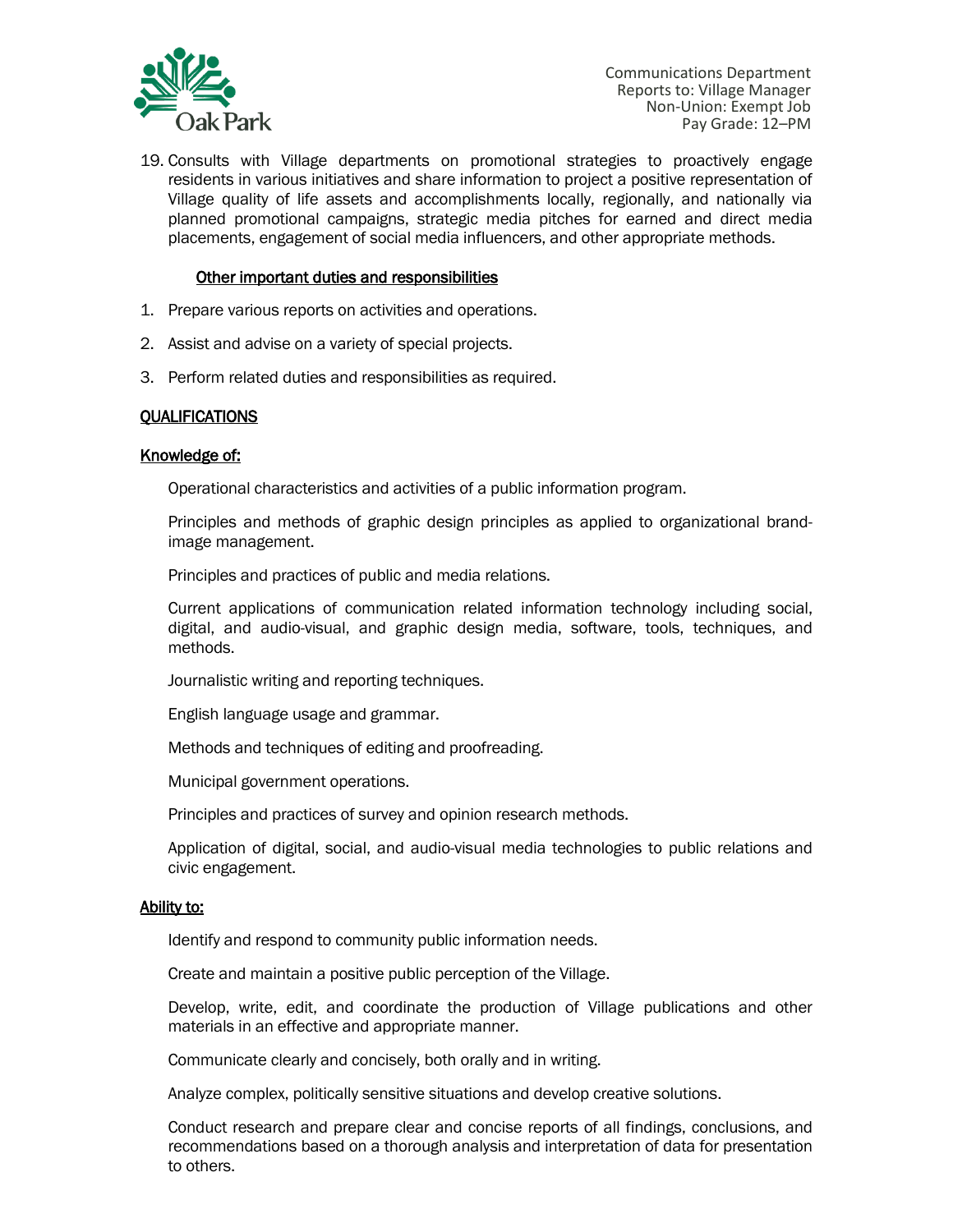19. Consults with Village departments on promotional strategies to proactively engage residents in various initiatives and share information to project a positive representation of Village quality of life assets and accomplishments locally, regionally, and nationally via planned promotional campaigns, strategic media pitches for earned and direct media placements, engagement of social media influencers, and other appropriate methods.

<u>Other important duties and responsibilities</u>

1. Prepare various reports on activities and operations.
2. Assist and advise on a variety of special projects.
3. Perform related duties and responsibilities as required.

## <u>QUALIFICATIONS</u>

### <u>Knowledge of:</u>

Operational characteristics and activities of a public information program.

Principles and methods of graphic design principles as applied to organizational brand-image management.

Principles and practices of public and media relations.

Current applications of communication related information technology including social, digital, and audio-visual, and graphic design media, software, tools, techniques, and methods.

Journalistic writing and reporting techniques.

English language usage and grammar.

Methods and techniques of editing and proofreading.

Municipal government operations.

Principles and practices of survey and opinion research methods.

Application of digital, social, and audio-visual media technologies to public relations and civic engagement.

### <u>Ability to:</u>

Identify and respond to community public information needs.

Create and maintain a positive public perception of the Village.

Develop, write, edit, and coordinate the production of Village publications and other materials in an effective and appropriate manner.

Communicate clearly and concisely, both orally and in writing.

Analyze complex, politically sensitive situations and develop creative solutions.

Conduct research and prepare clear and concise reports of all findings, conclusions, and recommendations based on a thorough analysis and interpretation of data for presentation to others.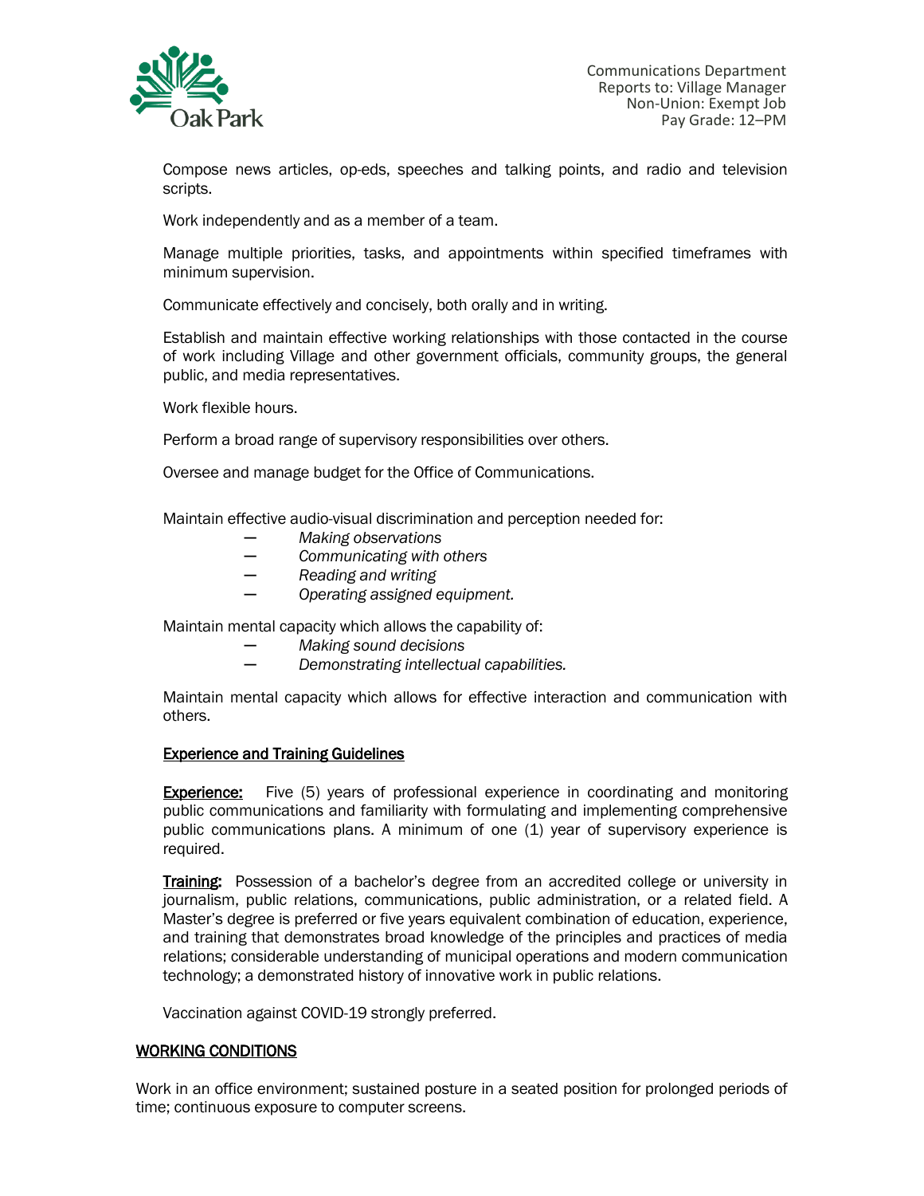Compose news articles, op-eds, speeches and talking points, and radio and television scripts.

Work independently and as a member of a team.

Manage multiple priorities, tasks, and appointments within specified timeframes with minimum supervision.

Communicate effectively and concisely, both orally and in writing.

Establish and maintain effective working relationships with those contacted in the course of work including Village and other government officials, community groups, the general public, and media representatives.

Work flexible hours.

Perform a broad range of supervisory responsibilities over others.

Oversee and manage budget for the Office of Communications.

Maintain effective audio-visual discrimination and perception needed for:

- *Making observations*
- *Communicating with others*
- *Reading and writing*
- *Operating assigned equipment.*

Maintain mental capacity which allows the capability of:

- *Making sound decisions*
- *Demonstrating intellectual capabilities.*

Maintain mental capacity which allows for effective interaction and communication with others.

**Experience and Training Guidelines**

**Experience:** Five (5) years of professional experience in coordinating and monitoring public communications and familiarity with formulating and implementing comprehensive public communications plans. A minimum of one (1) year of supervisory experience is required.

**Training:** Possession of a bachelor's degree from an accredited college or university in journalism, public relations, communications, public administration, or a related field. A Master's degree is preferred or five years equivalent combination of education, experience, and training that demonstrates broad knowledge of the principles and practices of media relations; considerable understanding of municipal operations and modern communication technology; a demonstrated history of innovative work in public relations.

Vaccination against COVID-19 strongly preferred.

## WORKING CONDITIONS

Work in an office environment; sustained posture in a seated position for prolonged periods of time; continuous exposure to computer screens.